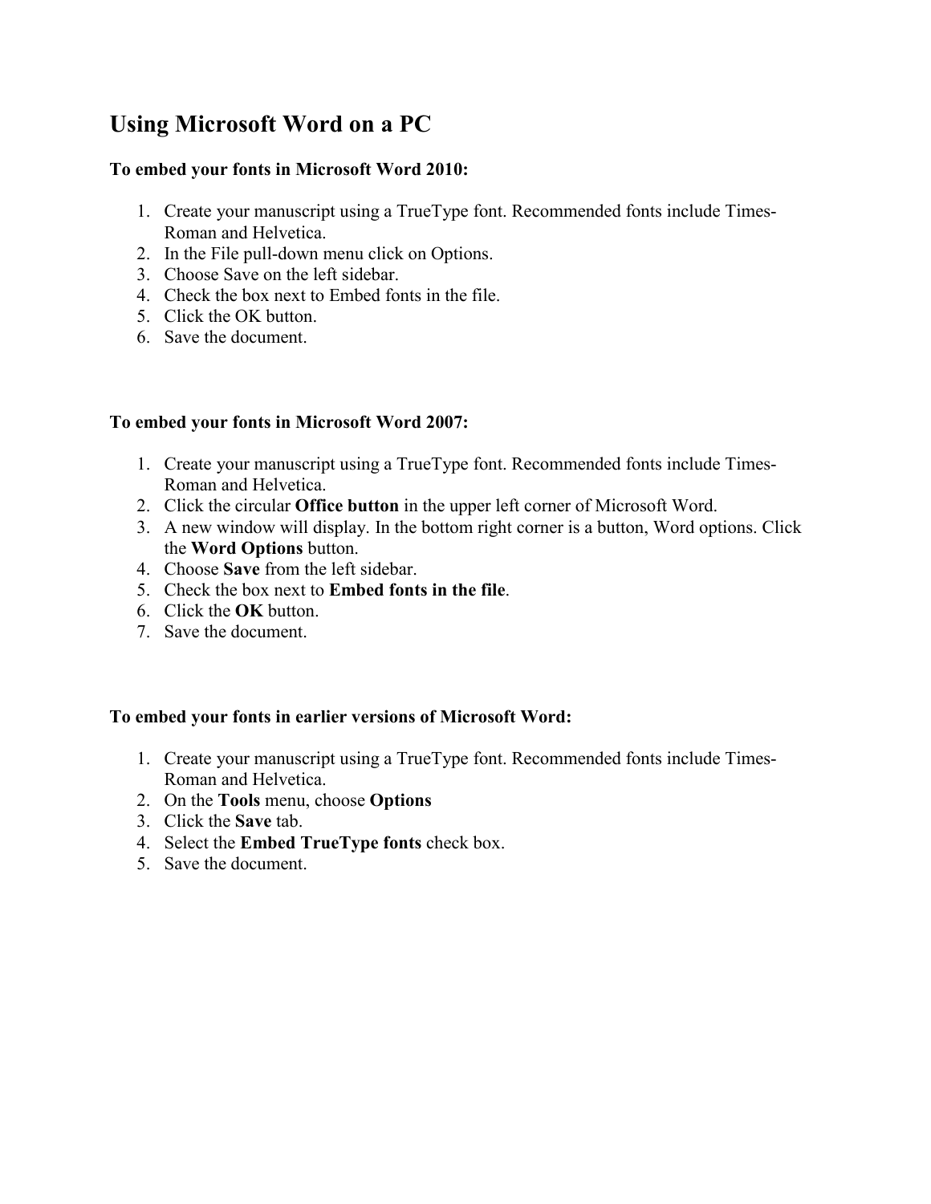# Using Microsoft Word on a PC

**To embed your fonts in Microsoft Word 2010:**

1. Create your manuscript using a TrueType font. Recommended fonts include Times-Roman and Helvetica.
2. In the File pull-down menu click on Options.
3. Choose Save on the left sidebar.
4. Check the box next to Embed fonts in the file.
5. Click the OK button.
6. Save the document.

**To embed your fonts in Microsoft Word 2007:**

1. Create your manuscript using a TrueType font. Recommended fonts include Times-Roman and Helvetica.
2. Click the circular **Office button** in the upper left corner of Microsoft Word.
3. A new window will display. In the bottom right corner is a button, Word options. Click the **Word Options** button.
4. Choose **Save** from the left sidebar.
5. Check the box next to **Embed fonts in the file**.
6. Click the **OK** button.
7. Save the document.

**To embed your fonts in earlier versions of Microsoft Word:**

1. Create your manuscript using a TrueType font. Recommended fonts include Times-Roman and Helvetica.
2. On the **Tools** menu, choose **Options**
3. Click the **Save** tab.
4. Select the **Embed TrueType fonts** check box.
5. Save the document.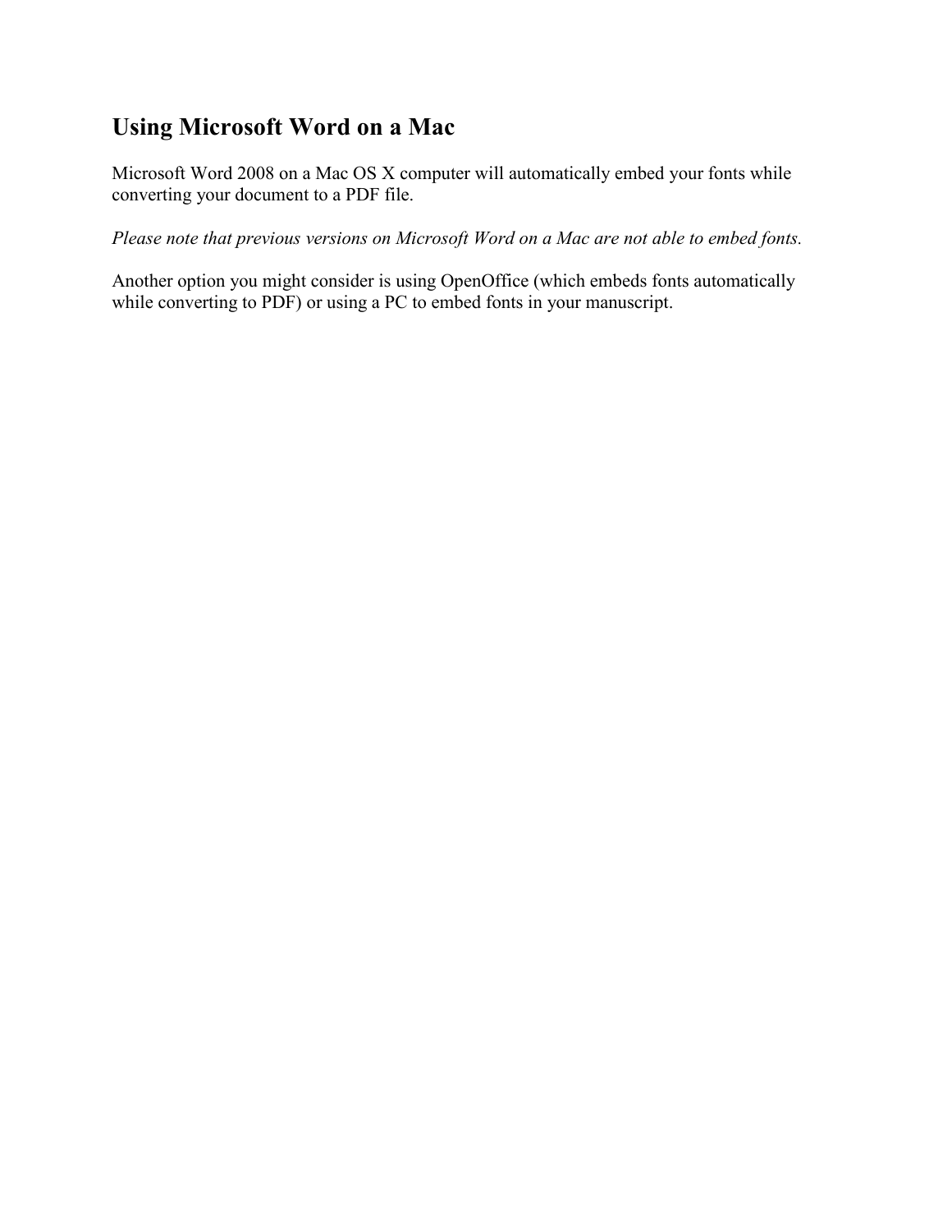## Using Microsoft Word on a Mac

Microsoft Word 2008 on a Mac OS X computer will automatically embed your fonts while converting your document to a PDF file.

*Please note that previous versions on Microsoft Word on a Mac are not able to embed fonts.*

Another option you might consider is using OpenOffice (which embeds fonts automatically while converting to PDF) or using a PC to embed fonts in your manuscript.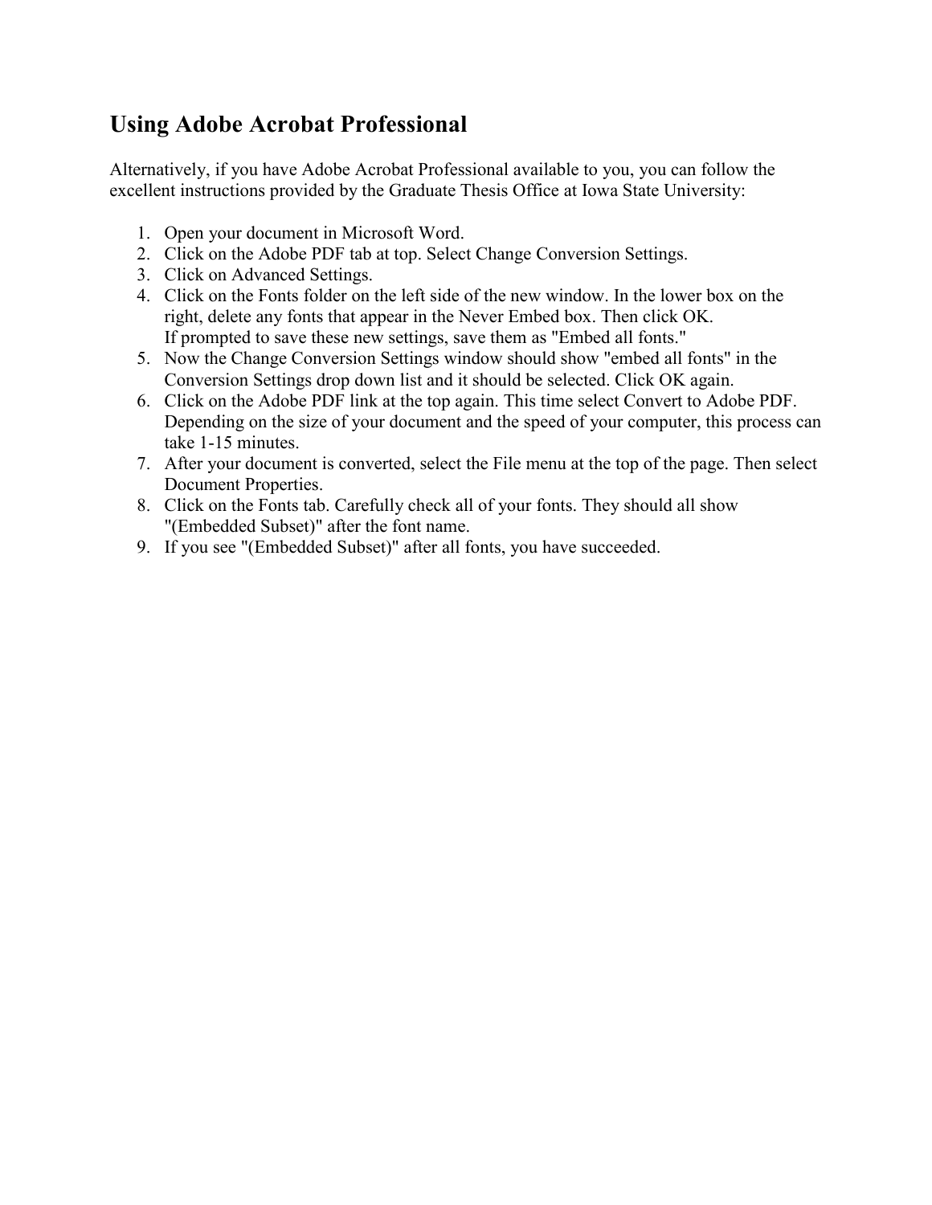## Using Adobe Acrobat Professional

Alternatively, if you have Adobe Acrobat Professional available to you, you can follow the excellent instructions provided by the Graduate Thesis Office at Iowa State University:

1. Open your document in Microsoft Word.
2. Click on the Adobe PDF tab at top. Select Change Conversion Settings.
3. Click on Advanced Settings.
4. Click on the Fonts folder on the left side of the new window. In the lower box on the right, delete any fonts that appear in the Never Embed box. Then click OK.
   If prompted to save these new settings, save them as "Embed all fonts."
5. Now the Change Conversion Settings window should show "embed all fonts" in the Conversion Settings drop down list and it should be selected. Click OK again.
6. Click on the Adobe PDF link at the top again. This time select Convert to Adobe PDF. Depending on the size of your document and the speed of your computer, this process can take 1-15 minutes.
7. After your document is converted, select the File menu at the top of the page. Then select Document Properties.
8. Click on the Fonts tab. Carefully check all of your fonts. They should all show "(Embedded Subset)" after the font name.
9. If you see "(Embedded Subset)" after all fonts, you have succeeded.